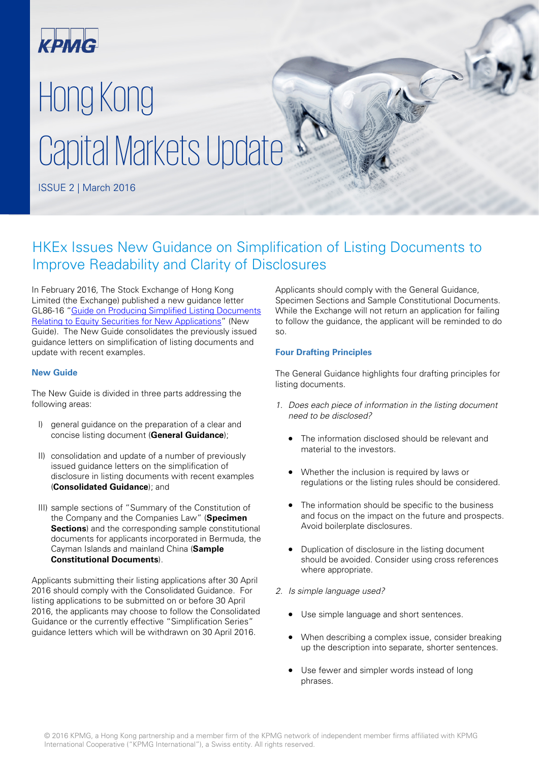KPMG

# Hong Kong Capital Markets Update

ISSUE 2 | March 2016

## HKEx Issues New Guidance on Simplification of Listing Documents to Improve Readability and Clarity of Disclosures

In February 2016, The Stock Exchange of Hong Kong Limited (the Exchange) published a new guidance letter GL86-16 "Guide on Producing Simplified Listing Documents Relating to Equity Securities for New Applications" (New Guide). The New Guide consolidates the previously issued guidance letters on simplification of listing documents and update with recent examples.

### New Guide

The New Guide is divided in three parts addressing the following areas:

I) general guidance on the preparation of a clear and concise listing document (**General Guidance**);

II) consolidation and update of a number of previously issued guidance letters on the simplification of disclosure in listing documents with recent examples (**Consolidated Guidance**); and

III) sample sections of "Summary of the Constitution of the Company and the Companies Law" (**Specimen Sections**) and the corresponding sample constitutional documents for applicants incorporated in Bermuda, the Cayman Islands and mainland China (**Sample Constitutional Documents**).

Applicants submitting their listing applications after 30 April 2016 should comply with the Consolidated Guidance. For listing applications to be submitted on or before 30 April 2016, the applicants may choose to follow the Consolidated Guidance or the currently effective "Simplification Series" guidance letters which will be withdrawn on 30 April 2016.

Applicants should comply with the General Guidance, Specimen Sections and Sample Constitutional Documents. While the Exchange will not return an application for failing to follow the guidance, the applicant will be reminded to do so.

### Four Drafting Principles

The General Guidance highlights four drafting principles for listing documents.

1. *Does each piece of information in the listing document need to be disclosed?*

   - The information disclosed should be relevant and material to the investors.
   - Whether the inclusion is required by laws or regulations or the listing rules should be considered.
   - The information should be specific to the business and focus on the impact on the future and prospects. Avoid boilerplate disclosures.
   - Duplication of disclosure in the listing document should be avoided. Consider using cross references where appropriate.

2. *Is simple language used?*

   - Use simple language and short sentences.
   - When describing a complex issue, consider breaking up the description into separate, shorter sentences.
   - Use fewer and simpler words instead of long phrases.

© 2016 KPMG, a Hong Kong partnership and a member firm of the KPMG network of independent member firms affiliated with KPMG International Cooperative ("KPMG International"), a Swiss entity. All rights reserved.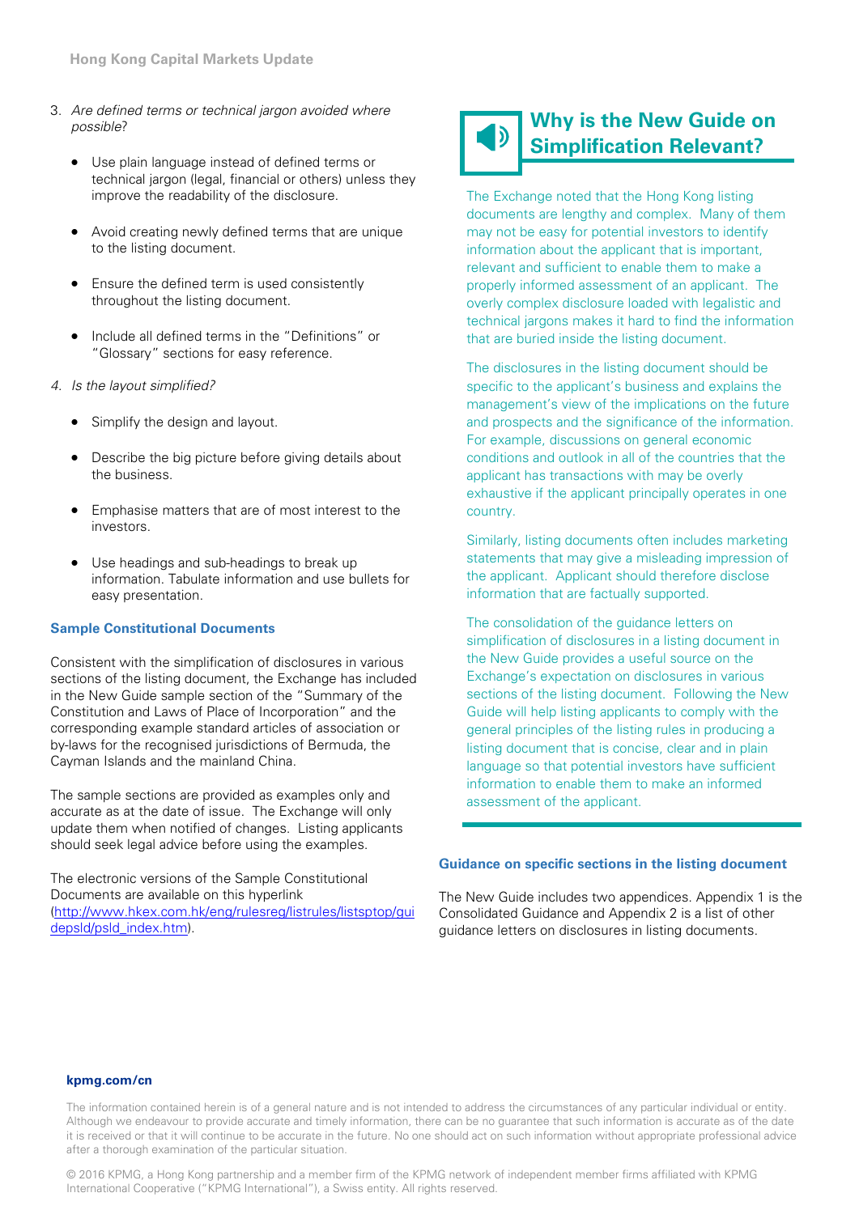3. *Are defined terms or technical jargon avoided where possible?*

   - Use plain language instead of defined terms or technical jargon (legal, financial or others) unless they improve the readability of the disclosure.
   - Avoid creating newly defined terms that are unique to the listing document.
   - Ensure the defined term is used consistently throughout the listing document.
   - Include all defined terms in the "Definitions" or "Glossary" sections for easy reference.

4. *Is the layout simplified?*

   - Simplify the design and layout.
   - Describe the big picture before giving details about the business.
   - Emphasise matters that are of most interest to the investors.
   - Use headings and sub-headings to break up information. Tabulate information and use bullets for easy presentation.

### Sample Constitutional Documents

Consistent with the simplification of disclosures in various sections of the listing document, the Exchange has included in the New Guide sample section of the "Summary of the Constitution and Laws of Place of Incorporation" and the corresponding example standard articles of association or by-laws for the recognised jurisdictions of Bermuda, the Cayman Islands and the mainland China.

The sample sections are provided as examples only and accurate as at the date of issue. The Exchange will only update them when notified of changes. Listing applicants should seek legal advice before using the examples.

The electronic versions of the Sample Constitutional Documents are available on this hyperlink (http://www.hkex.com.hk/eng/rulesreg/listrules/listsptop/guidepsld/psld_index.htm).

## Why is the New Guide on Simplification Relevant?

The Exchange noted that the Hong Kong listing documents are lengthy and complex. Many of them may not be easy for potential investors to identify information about the applicant that is important, relevant and sufficient to enable them to make a properly informed assessment of an applicant. The overly complex disclosure loaded with legalistic and technical jargons makes it hard to find the information that are buried inside the listing document.

The disclosures in the listing document should be specific to the applicant's business and explains the management's view of the implications on the future and prospects and the significance of the information. For example, discussions on general economic conditions and outlook in all of the countries that the applicant has transactions with may be overly exhaustive if the applicant principally operates in one country.

Similarly, listing documents often includes marketing statements that may give a misleading impression of the applicant. Applicant should therefore disclose information that are factually supported.

The consolidation of the guidance letters on simplification of disclosures in a listing document in the New Guide provides a useful source on the Exchange's expectation on disclosures in various sections of the listing document. Following the New Guide will help listing applicants to comply with the general principles of the listing rules in producing a listing document that is concise, clear and in plain language so that potential investors have sufficient information to enable them to make an informed assessment of the applicant.

### Guidance on specific sections in the listing document

The New Guide includes two appendices. Appendix 1 is the Consolidated Guidance and Appendix 2 is a list of other guidance letters on disclosures in listing documents.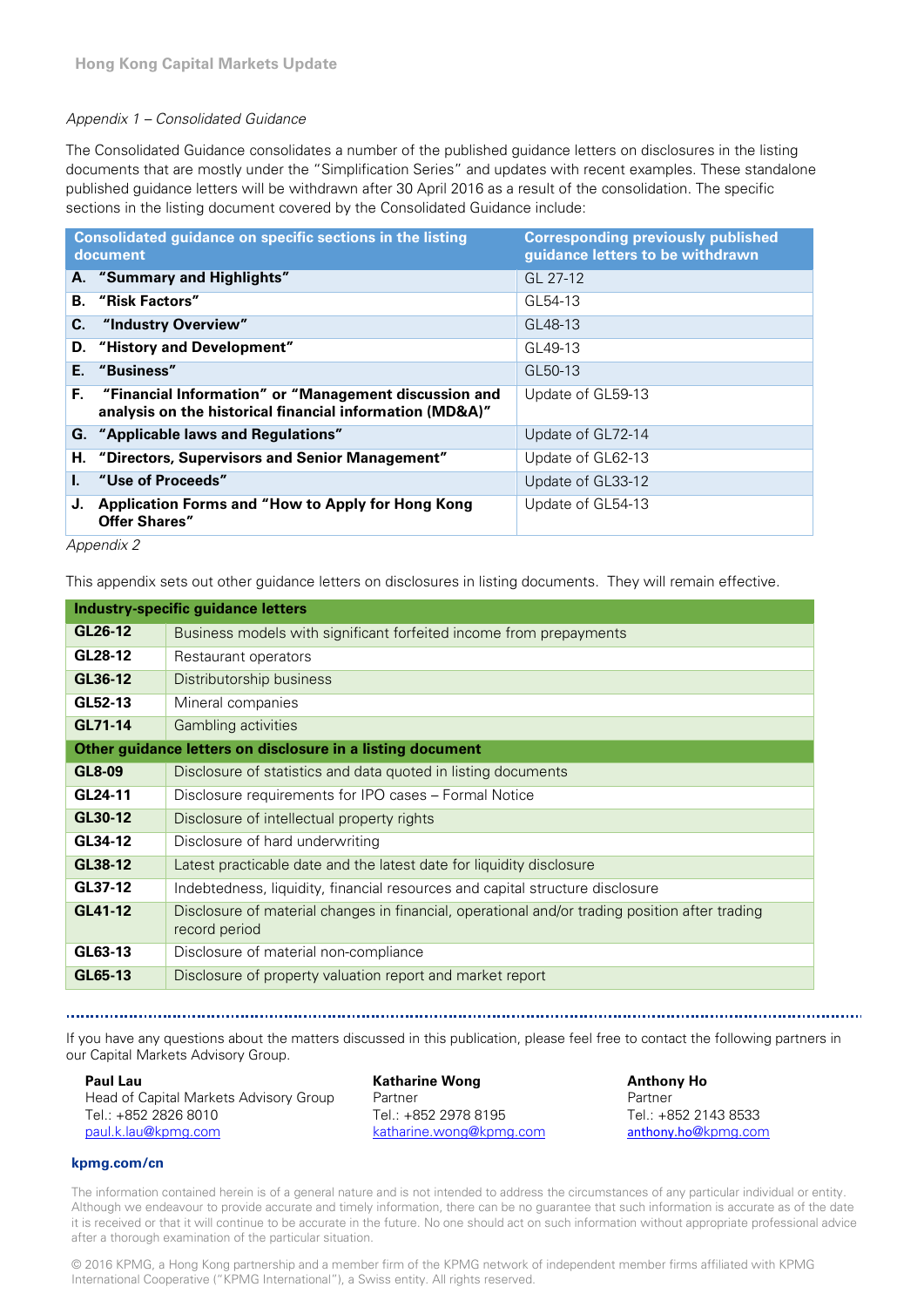*Appendix 1 – Consolidated Guidance*

The Consolidated Guidance consolidates a number of the published guidance letters on disclosures in the listing documents that are mostly under the "Simplification Series" and updates with recent examples. These standalone published guidance letters will be withdrawn after 30 April 2016 as a result of the consolidation. The specific sections in the listing document covered by the Consolidated Guidance include:

| Consolidated guidance on specific sections in the listing document | Corresponding previously published guidance letters to be withdrawn |
|---|---|
| **A. "Summary and Highlights"** | GL 27-12 |
| **B. "Risk Factors"** | GL54-13 |
| **C. "Industry Overview"** | GL48-13 |
| **D. "History and Development"** | GL49-13 |
| **E. "Business"** | GL50-13 |
| **F. "Financial Information" or "Management discussion and analysis on the historical financial information (MD&A)"** | Update of GL59-13 |
| **G. "Applicable laws and Regulations"** | Update of GL72-14 |
| **H. "Directors, Supervisors and Senior Management"** | Update of GL62-13 |
| **I. "Use of Proceeds"** | Update of GL33-12 |
| **J. Application Forms and "How to Apply for Hong Kong Offer Shares"** | Update of GL54-13 |

*Appendix 2*

This appendix sets out other guidance letters on disclosures in listing documents. They will remain effective.

| | |
|---|---|
| **Industry-specific guidance letters** | |
| **GL26-12** | Business models with significant forfeited income from prepayments |
| **GL28-12** | Restaurant operators |
| **GL36-12** | Distributorship business |
| **GL52-13** | Mineral companies |
| **GL71-14** | Gambling activities |
| **Other guidance letters on disclosure in a listing document** | |
| **GL8-09** | Disclosure of statistics and data quoted in listing documents |
| **GL24-11** | Disclosure requirements for IPO cases – Formal Notice |
| **GL30-12** | Disclosure of intellectual property rights |
| **GL34-12** | Disclosure of hard underwriting |
| **GL38-12** | Latest practicable date and the latest date for liquidity disclosure |
| **GL37-12** | Indebtedness, liquidity, financial resources and capital structure disclosure |
| **GL41-12** | Disclosure of material changes in financial, operational and/or trading position after trading record period |
| **GL63-13** | Disclosure of material non-compliance |
| **GL65-13** | Disclosure of property valuation report and market report |

If you have any questions about the matters discussed in this publication, please feel free to contact the following partners in our Capital Markets Advisory Group.

**Paul Lau**
Head of Capital Markets Advisory Group
Tel.: +852 2826 8010
paul.k.lau@kpmg.com

**Katharine Wong**
Partner
Tel.: +852 2978 8195
katharine.wong@kpmg.com

**Anthony Ho**
Partner
Tel.: +852 2143 8533
anthony.ho@kpmg.com

**kpmg.com/cn**

The information contained herein is of a general nature and is not intended to address the circumstances of any particular individual or entity. Although we endeavour to provide accurate and timely information, there can be no guarantee that such information is accurate as of the date it is received or that it will continue to be accurate in the future. No one should act on such information without appropriate professional advice after a thorough examination of the particular situation.

© 2016 KPMG, a Hong Kong partnership and a member firm of the KPMG network of independent member firms affiliated with KPMG International Cooperative ("KPMG International"), a Swiss entity. All rights reserved.